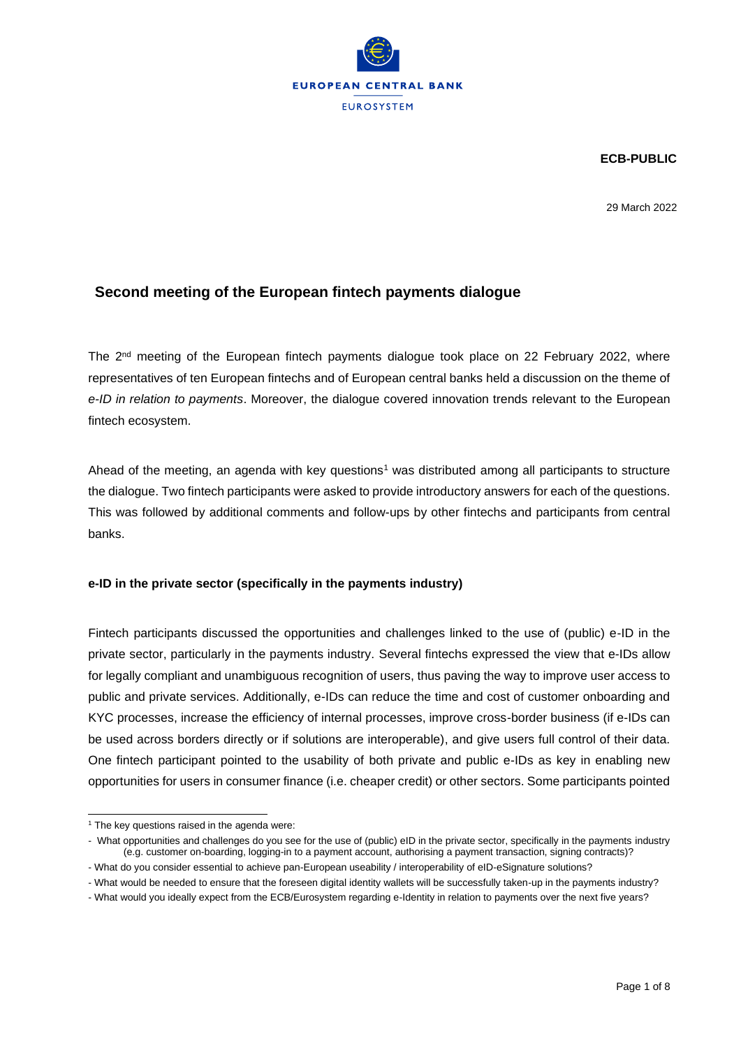ECB-PUBLIC

29 March 2022

## Second meeting of the European fintech payments dialogue

The 2nd meeting of the European fintech payments dialogue took place on 22 February 2022, where representatives of ten European fintechs and of European central banks held a discussion on the theme of *e-ID in relation to payments*. Moreover, the dialogue covered innovation trends relevant to the European fintech ecosystem.

Ahead of the meeting, an agenda with key questions[1] was distributed among all participants to structure the dialogue. Two fintech participants were asked to provide introductory answers for each of the questions. This was followed by additional comments and follow-ups by other fintechs and participants from central banks.

### e-ID in the private sector (specifically in the payments industry)

Fintech participants discussed the opportunities and challenges linked to the use of (public) e-ID in the private sector, particularly in the payments industry. Several fintechs expressed the view that e-IDs allow for legally compliant and unambiguous recognition of users, thus paving the way to improve user access to public and private services. Additionally, e-IDs can reduce the time and cost of customer onboarding and KYC processes, increase the efficiency of internal processes, improve cross-border business (if e-IDs can be used across borders directly or if solutions are interoperable), and give users full control of their data. One fintech participant pointed to the usability of both private and public e-IDs as key in enabling new opportunities for users in consumer finance (i.e. cheaper credit) or other sectors. Some participants pointed

---

[1] The key questions raised in the agenda were:

- What opportunities and challenges do you see for the use of (public) eID in the private sector, specifically in the payments industry (e.g. customer on-boarding, logging-in to a payment account, authorising a payment transaction, signing contracts)?
- What do you consider essential to achieve pan-European useability / interoperability of eID-eSignature solutions?
- What would be needed to ensure that the foreseen digital identity wallets will be successfully taken-up in the payments industry?
- What would you ideally expect from the ECB/Eurosystem regarding e-Identity in relation to payments over the next five years?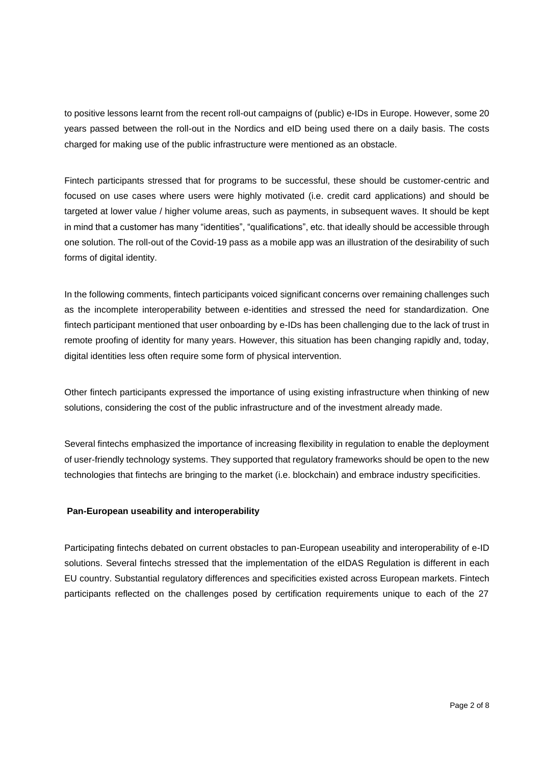to positive lessons learnt from the recent roll-out campaigns of (public) e-IDs in Europe. However, some 20 years passed between the roll-out in the Nordics and eID being used there on a daily basis. The costs charged for making use of the public infrastructure were mentioned as an obstacle.

Fintech participants stressed that for programs to be successful, these should be customer-centric and focused on use cases where users were highly motivated (i.e. credit card applications) and should be targeted at lower value / higher volume areas, such as payments, in subsequent waves. It should be kept in mind that a customer has many "identities", "qualifications", etc. that ideally should be accessible through one solution. The roll-out of the Covid-19 pass as a mobile app was an illustration of the desirability of such forms of digital identity.

In the following comments, fintech participants voiced significant concerns over remaining challenges such as the incomplete interoperability between e-identities and stressed the need for standardization. One fintech participant mentioned that user onboarding by e-IDs has been challenging due to the lack of trust in remote proofing of identity for many years. However, this situation has been changing rapidly and, today, digital identities less often require some form of physical intervention.

Other fintech participants expressed the importance of using existing infrastructure when thinking of new solutions, considering the cost of the public infrastructure and of the investment already made.

Several fintechs emphasized the importance of increasing flexibility in regulation to enable the deployment of user-friendly technology systems. They supported that regulatory frameworks should be open to the new technologies that fintechs are bringing to the market (i.e. blockchain) and embrace industry specificities.

**Pan-European useability and interoperability**

Participating fintechs debated on current obstacles to pan-European useability and interoperability of e-ID solutions. Several fintechs stressed that the implementation of the eIDAS Regulation is different in each EU country. Substantial regulatory differences and specificities existed across European markets. Fintech participants reflected on the challenges posed by certification requirements unique to each of the 27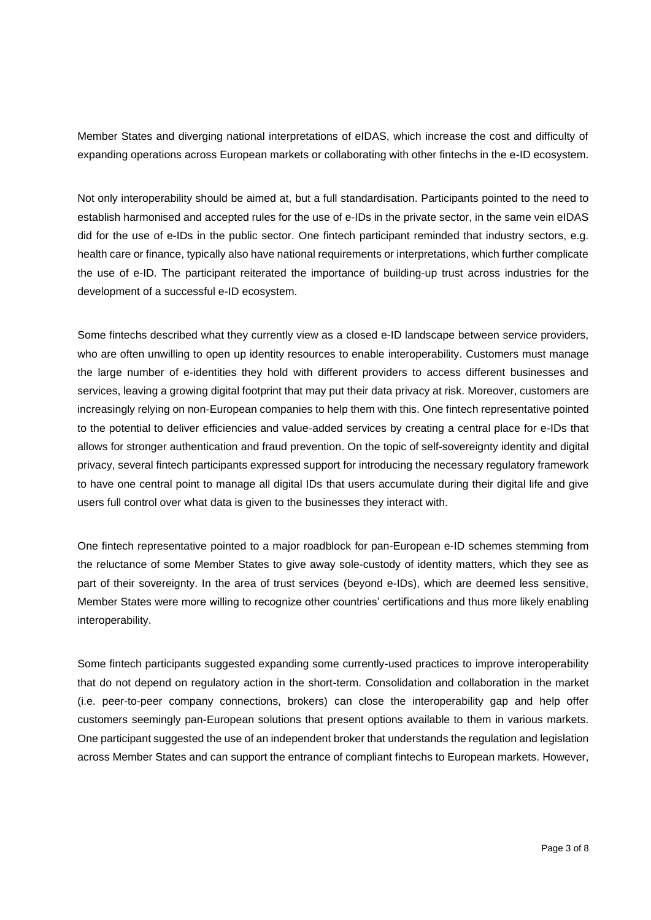Member States and diverging national interpretations of eIDAS, which increase the cost and difficulty of expanding operations across European markets or collaborating with other fintechs in the e-ID ecosystem.

Not only interoperability should be aimed at, but a full standardisation. Participants pointed to the need to establish harmonised and accepted rules for the use of e-IDs in the private sector, in the same vein eIDAS did for the use of e-IDs in the public sector. One fintech participant reminded that industry sectors, e.g. health care or finance, typically also have national requirements or interpretations, which further complicate the use of e-ID. The participant reiterated the importance of building-up trust across industries for the development of a successful e-ID ecosystem.

Some fintechs described what they currently view as a closed e-ID landscape between service providers, who are often unwilling to open up identity resources to enable interoperability. Customers must manage the large number of e-identities they hold with different providers to access different businesses and services, leaving a growing digital footprint that may put their data privacy at risk. Moreover, customers are increasingly relying on non-European companies to help them with this. One fintech representative pointed to the potential to deliver efficiencies and value-added services by creating a central place for e-IDs that allows for stronger authentication and fraud prevention. On the topic of self-sovereignty identity and digital privacy, several fintech participants expressed support for introducing the necessary regulatory framework to have one central point to manage all digital IDs that users accumulate during their digital life and give users full control over what data is given to the businesses they interact with.

One fintech representative pointed to a major roadblock for pan-European e-ID schemes stemming from the reluctance of some Member States to give away sole-custody of identity matters, which they see as part of their sovereignty. In the area of trust services (beyond e-IDs), which are deemed less sensitive, Member States were more willing to recognize other countries' certifications and thus more likely enabling interoperability.

Some fintech participants suggested expanding some currently-used practices to improve interoperability that do not depend on regulatory action in the short-term. Consolidation and collaboration in the market (i.e. peer-to-peer company connections, brokers) can close the interoperability gap and help offer customers seemingly pan-European solutions that present options available to them in various markets. One participant suggested the use of an independent broker that understands the regulation and legislation across Member States and can support the entrance of compliant fintechs to European markets. However,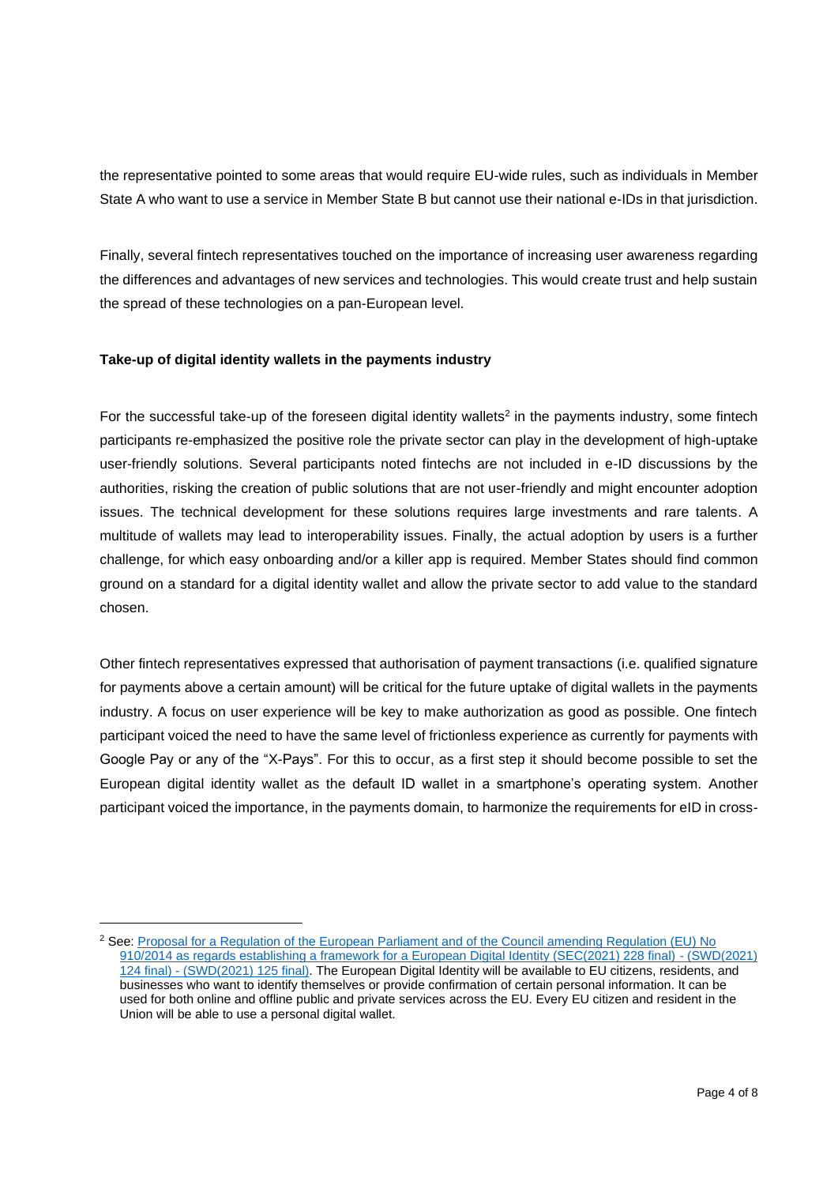the representative pointed to some areas that would require EU-wide rules, such as individuals in Member State A who want to use a service in Member State B but cannot use their national e-IDs in that jurisdiction.

Finally, several fintech representatives touched on the importance of increasing user awareness regarding the differences and advantages of new services and technologies. This would create trust and help sustain the spread of these technologies on a pan-European level.

**Take-up of digital identity wallets in the payments industry**

For the successful take-up of the foreseen digital identity wallets[2] in the payments industry, some fintech participants re-emphasized the positive role the private sector can play in the development of high-uptake user-friendly solutions. Several participants noted fintechs are not included in e-ID discussions by the authorities, risking the creation of public solutions that are not user-friendly and might encounter adoption issues. The technical development for these solutions requires large investments and rare talents. A multitude of wallets may lead to interoperability issues. Finally, the actual adoption by users is a further challenge, for which easy onboarding and/or a killer app is required. Member States should find common ground on a standard for a digital identity wallet and allow the private sector to add value to the standard chosen.

Other fintech representatives expressed that authorisation of payment transactions (i.e. qualified signature for payments above a certain amount) will be critical for the future uptake of digital wallets in the payments industry. A focus on user experience will be key to make authorization as good as possible. One fintech participant voiced the need to have the same level of frictionless experience as currently for payments with Google Pay or any of the "X-Pays". For this to occur, as a first step it should become possible to set the European digital identity wallet as the default ID wallet in a smartphone's operating system. Another participant voiced the importance, in the payments domain, to harmonize the requirements for eID in cross-

---

[2] See: Proposal for a Regulation of the European Parliament and of the Council amending Regulation (EU) No 910/2014 as regards establishing a framework for a European Digital Identity (SEC(2021) 228 final) - (SWD(2021) 124 final) - (SWD(2021) 125 final). The European Digital Identity will be available to EU citizens, residents, and businesses who want to identify themselves or provide confirmation of certain personal information. It can be used for both online and offline public and private services across the EU. Every EU citizen and resident in the Union will be able to use a personal digital wallet.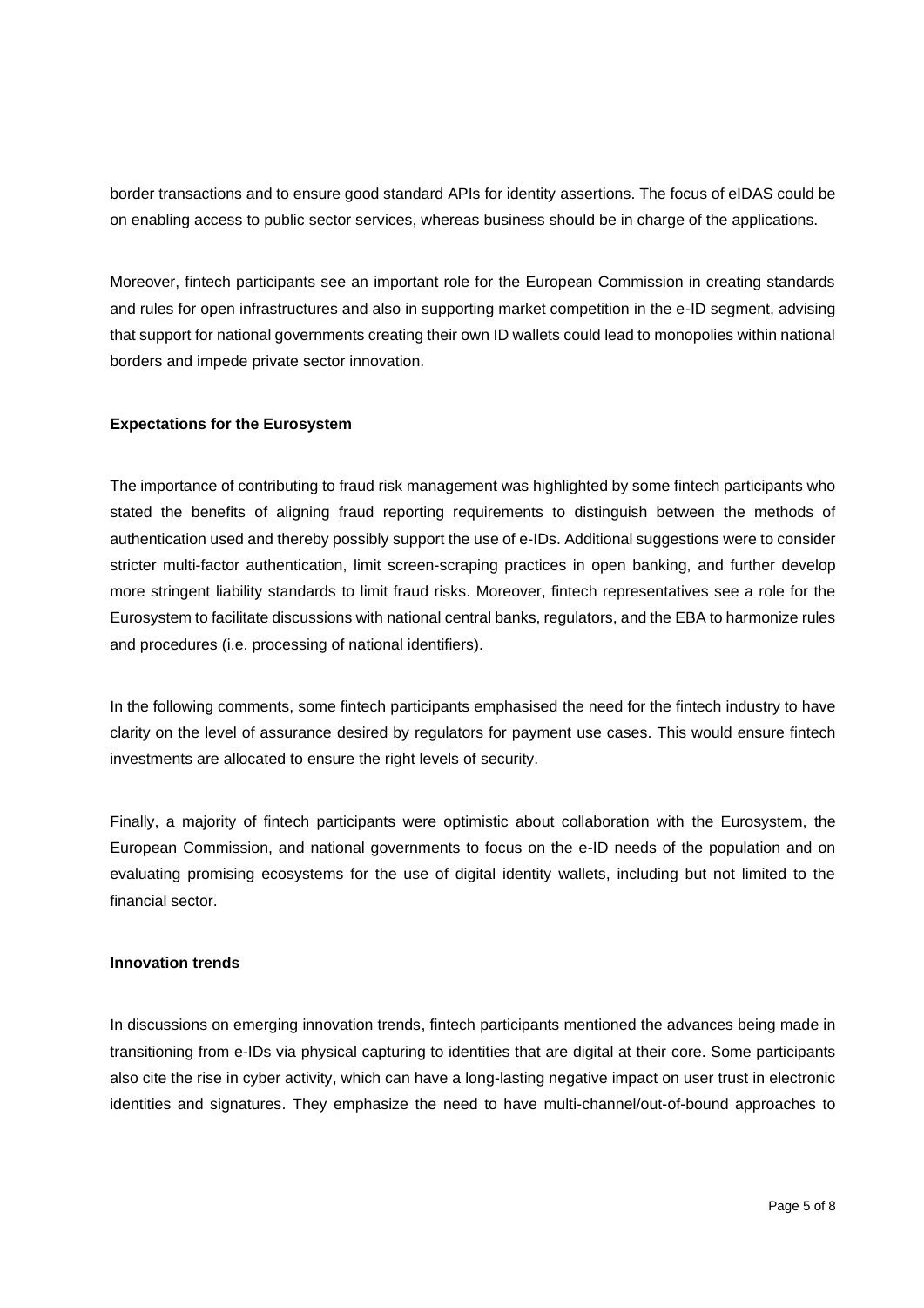border transactions and to ensure good standard APIs for identity assertions. The focus of eIDAS could be on enabling access to public sector services, whereas business should be in charge of the applications.

Moreover, fintech participants see an important role for the European Commission in creating standards and rules for open infrastructures and also in supporting market competition in the e-ID segment, advising that support for national governments creating their own ID wallets could lead to monopolies within national borders and impede private sector innovation.

**Expectations for the Eurosystem**

The importance of contributing to fraud risk management was highlighted by some fintech participants who stated the benefits of aligning fraud reporting requirements to distinguish between the methods of authentication used and thereby possibly support the use of e-IDs. Additional suggestions were to consider stricter multi-factor authentication, limit screen-scraping practices in open banking, and further develop more stringent liability standards to limit fraud risks. Moreover, fintech representatives see a role for the Eurosystem to facilitate discussions with national central banks, regulators, and the EBA to harmonize rules and procedures (i.e. processing of national identifiers).

In the following comments, some fintech participants emphasised the need for the fintech industry to have clarity on the level of assurance desired by regulators for payment use cases. This would ensure fintech investments are allocated to ensure the right levels of security.

Finally, a majority of fintech participants were optimistic about collaboration with the Eurosystem, the European Commission, and national governments to focus on the e-ID needs of the population and on evaluating promising ecosystems for the use of digital identity wallets, including but not limited to the financial sector.

**Innovation trends**

In discussions on emerging innovation trends, fintech participants mentioned the advances being made in transitioning from e-IDs via physical capturing to identities that are digital at their core. Some participants also cite the rise in cyber activity, which can have a long-lasting negative impact on user trust in electronic identities and signatures. They emphasize the need to have multi-channel/out-of-bound approaches to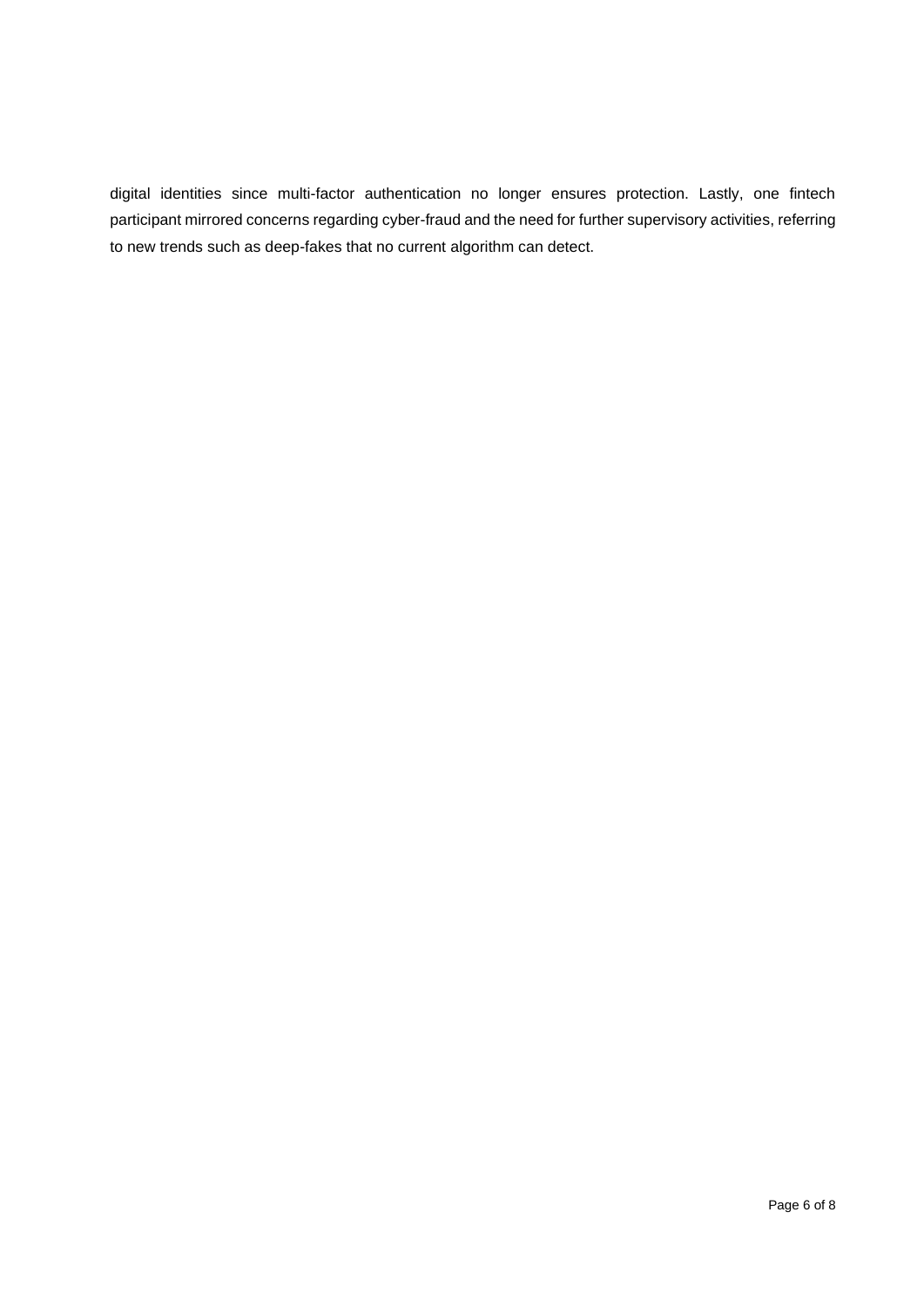digital identities since multi-factor authentication no longer ensures protection. Lastly, one fintech participant mirrored concerns regarding cyber-fraud and the need for further supervisory activities, referring to new trends such as deep-fakes that no current algorithm can detect.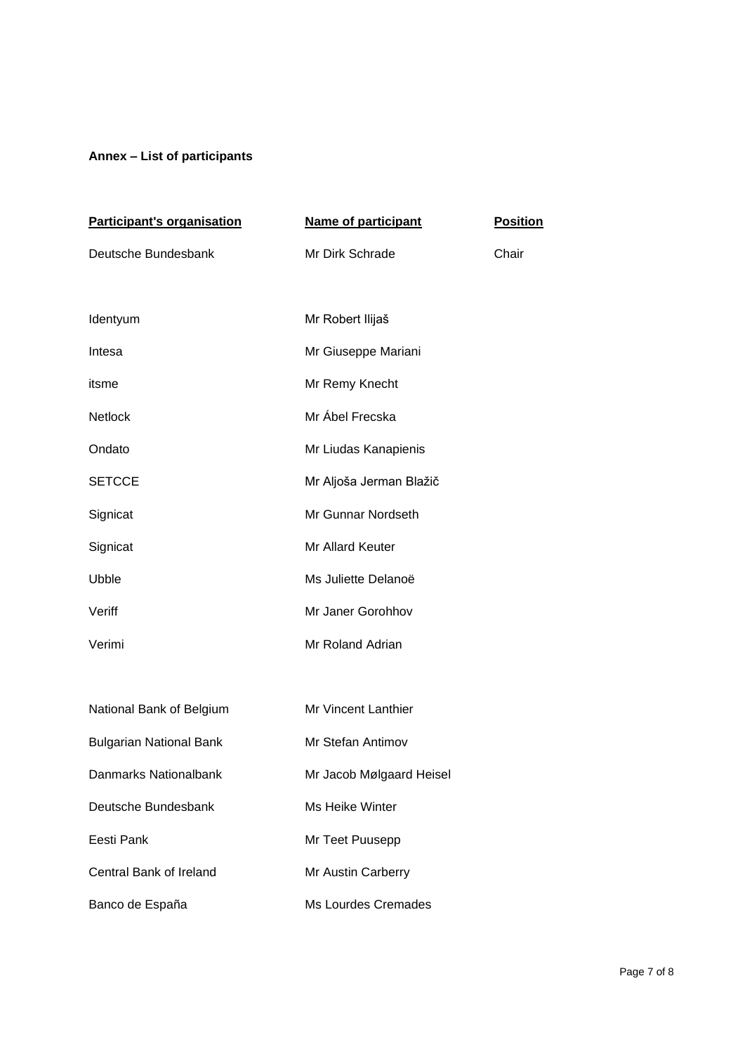**Annex – List of participants**

| Participant's organisation | Name of participant | Position |
| --- | --- | --- |
| Deutsche Bundesbank | Mr Dirk Schrade | Chair |
| | | |
| Identyum | Mr Robert Ilijaš | |
| Intesa | Mr Giuseppe Mariani | |
| itsme | Mr Remy Knecht | |
| Netlock | Mr Ábel Frecska | |
| Ondato | Mr Liudas Kanapienis | |
| SETCCE | Mr Aljoša Jerman Blažič | |
| Signicat | Mr Gunnar Nordseth | |
| Signicat | Mr Allard Keuter | |
| Ubble | Ms Juliette Delanoë | |
| Veriff | Mr Janer Gorohhov | |
| Verimi | Mr Roland Adrian | |
| | | |
| National Bank of Belgium | Mr Vincent Lanthier | |
| Bulgarian National Bank | Mr Stefan Antimov | |
| Danmarks Nationalbank | Mr Jacob Mølgaard Heisel | |
| Deutsche Bundesbank | Ms Heike Winter | |
| Eesti Pank | Mr Teet Puusepp | |
| Central Bank of Ireland | Mr Austin Carberry | |
| Banco de España | Ms Lourdes Cremades | |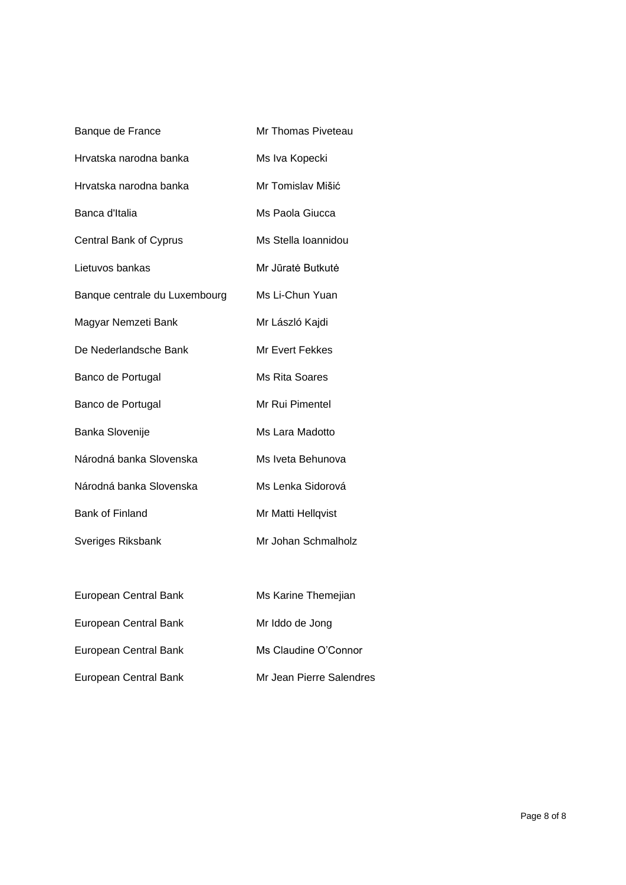| | |
|---|---|
| Banque de France | Mr Thomas Piveteau |
| Hrvatska narodna banka | Ms Iva Kopecki |
| Hrvatska narodna banka | Mr Tomislav Mišić |
| Banca d'Italia | Ms Paola Giucca |
| Central Bank of Cyprus | Ms Stella Ioannidou |
| Lietuvos bankas | Mr Jūratė Butkutė |
| Banque centrale du Luxembourg | Ms Li-Chun Yuan |
| Magyar Nemzeti Bank | Mr László Kajdi |
| De Nederlandsche Bank | Mr Evert Fekkes |
| Banco de Portugal | Ms Rita Soares |
| Banco de Portugal | Mr Rui Pimentel |
| Banka Slovenije | Ms Lara Madotto |
| Národná banka Slovenska | Ms Iveta Behunova |
| Národná banka Slovenska | Ms Lenka Sidorová |
| Bank of Finland | Mr Matti Hellqvist |
| Sveriges Riksbank | Mr Johan Schmalholz |
| | |
| European Central Bank | Ms Karine Themejian |
| European Central Bank | Mr Iddo de Jong |
| European Central Bank | Ms Claudine O’Connor |
| European Central Bank | Mr Jean Pierre Salendres |